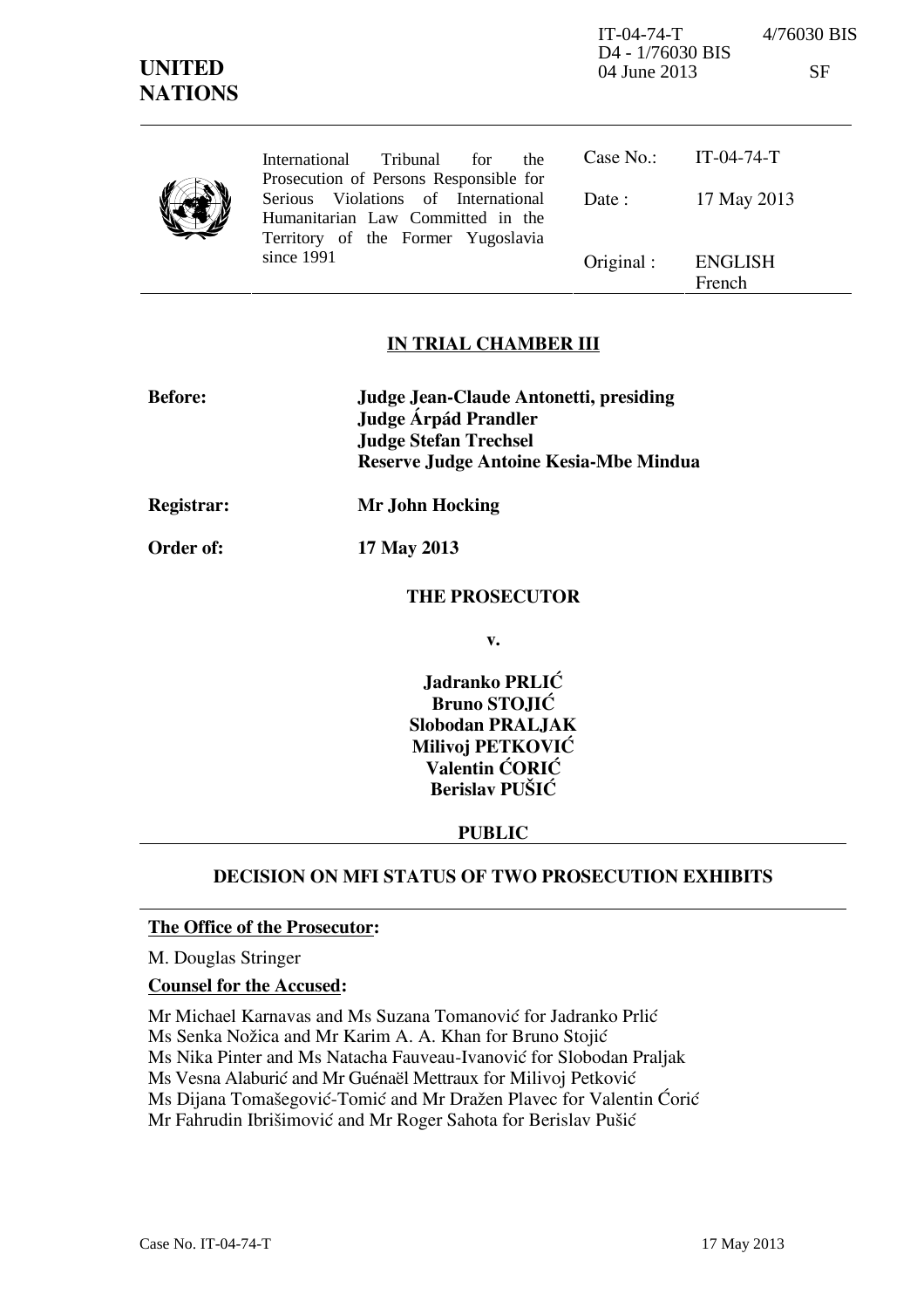IT-04-74-T 4/76030 BIS
D4 - 1/76030 BIS
04 June 2013 SF

**UNITED NATIONS**

International Tribunal for the Prosecution of Persons Responsible for Serious Violations of International Humanitarian Law Committed in the Territory of the Former Yugoslavia since 1991

| | |
|---|---|
| Case No.: | IT-04-74-T |
| Date : | 17 May 2013 |
| Original : | ENGLISH French |

## IN TRIAL CHAMBER III

**Before:** **Judge Jean-Claude Antonetti, presiding**
**Judge Árpád Prandler**
**Judge Stefan Trechsel**
**Reserve Judge Antoine Kesia-Mbe Mindua**

**Registrar:** **Mr John Hocking**

**Order of:** **17 May 2013**

**THE PROSECUTOR**

**v.**

**Jadranko PRLIĆ**
**Bruno STOJIĆ**
**Slobodan PRALJAK**
**Milivoj PETKOVIĆ**
**Valentin ĆORIĆ**
**Berislav PUŠIĆ**

**PUBLIC**

## DECISION ON MFI STATUS OF TWO PROSECUTION EXHIBITS

**The Office of the Prosecutor:**

M. Douglas Stringer

**Counsel for the Accused:**

Mr Michael Karnavas and Ms Suzana Tomanović for Jadranko Prlić
Ms Senka Nožica and Mr Karim A. A. Khan for Bruno Stojić
Ms Nika Pinter and Ms Natacha Fauveau-Ivanović for Slobodan Praljak
Ms Vesna Alaburić and Mr Guénaël Mettraux for Milivoj Petković
Ms Dijana Tomašegović-Tomić and Mr Dražen Plavec for Valentin Ćorić
Mr Fahrudin Ibrišimović and Mr Roger Sahota for Berislav Pušić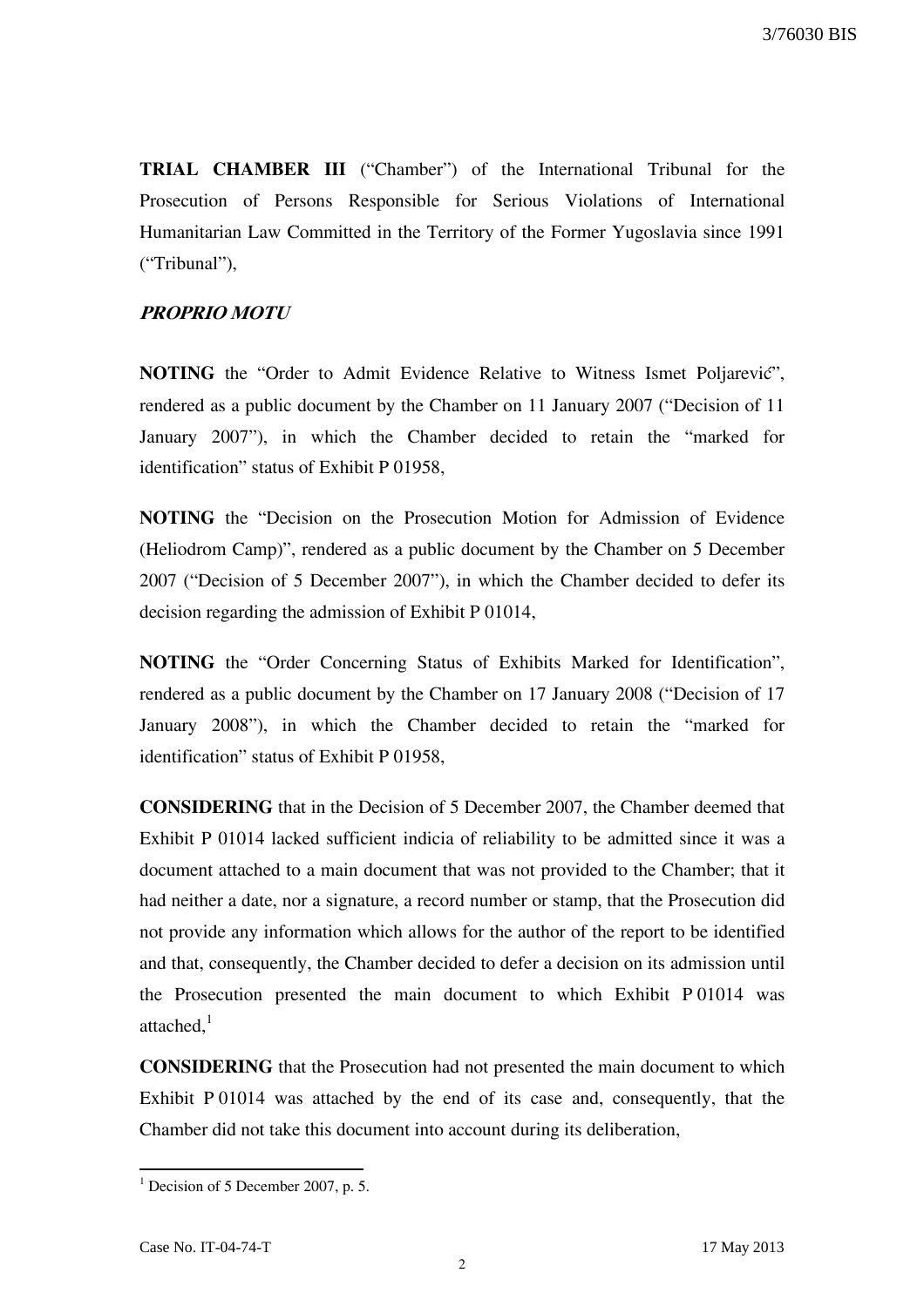**TRIAL CHAMBER III** ("Chamber") of the International Tribunal for the Prosecution of Persons Responsible for Serious Violations of International Humanitarian Law Committed in the Territory of the Former Yugoslavia since 1991 ("Tribunal"),

***PROPRIO MOTU***

**NOTING** the "Order to Admit Evidence Relative to Witness Ismet Poljarević", rendered as a public document by the Chamber on 11 January 2007 ("Decision of 11 January 2007"), in which the Chamber decided to retain the "marked for identification" status of Exhibit P 01958,

**NOTING** the "Decision on the Prosecution Motion for Admission of Evidence (Heliodrom Camp)", rendered as a public document by the Chamber on 5 December 2007 ("Decision of 5 December 2007"), in which the Chamber decided to defer its decision regarding the admission of Exhibit P 01014,

**NOTING** the "Order Concerning Status of Exhibits Marked for Identification", rendered as a public document by the Chamber on 17 January 2008 ("Decision of 17 January 2008"), in which the Chamber decided to retain the "marked for identification" status of Exhibit P 01958,

**CONSIDERING** that in the Decision of 5 December 2007, the Chamber deemed that Exhibit P 01014 lacked sufficient indicia of reliability to be admitted since it was a document attached to a main document that was not provided to the Chamber; that it had neither a date, nor a signature, a record number or stamp, that the Prosecution did not provide any information which allows for the author of the report to be identified and that, consequently, the Chamber decided to defer a decision on its admission until the Prosecution presented the main document to which Exhibit P 01014 was attached,[1]

**CONSIDERING** that the Prosecution had not presented the main document to which Exhibit P 01014 was attached by the end of its case and, consequently, that the Chamber did not take this document into account during its deliberation,

[1] Decision of 5 December 2007, p. 5.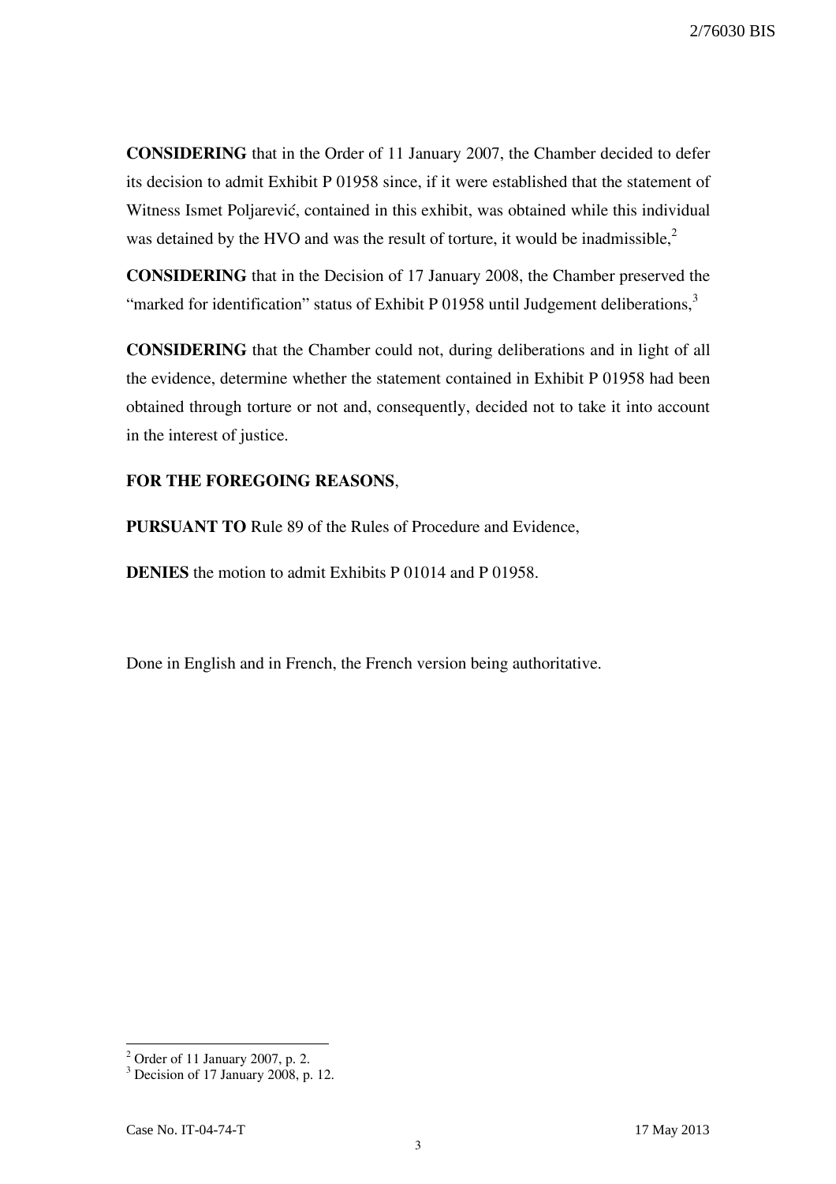**CONSIDERING** that in the Order of 11 January 2007, the Chamber decided to defer its decision to admit Exhibit P 01958 since, if it were established that the statement of Witness Ismet Poljarević, contained in this exhibit, was obtained while this individual was detained by the HVO and was the result of torture, it would be inadmissible,[2]

**CONSIDERING** that in the Decision of 17 January 2008, the Chamber preserved the "marked for identification" status of Exhibit P 01958 until Judgement deliberations,[3]

**CONSIDERING** that the Chamber could not, during deliberations and in light of all the evidence, determine whether the statement contained in Exhibit P 01958 had been obtained through torture or not and, consequently, decided not to take it into account in the interest of justice.

**FOR THE FOREGOING REASONS**,

**PURSUANT TO** Rule 89 of the Rules of Procedure and Evidence,

**DENIES** the motion to admit Exhibits P 01014 and P 01958.

Done in English and in French, the French version being authoritative.

---

[2] Order of 11 January 2007, p. 2.

[3] Decision of 17 January 2008, p. 12.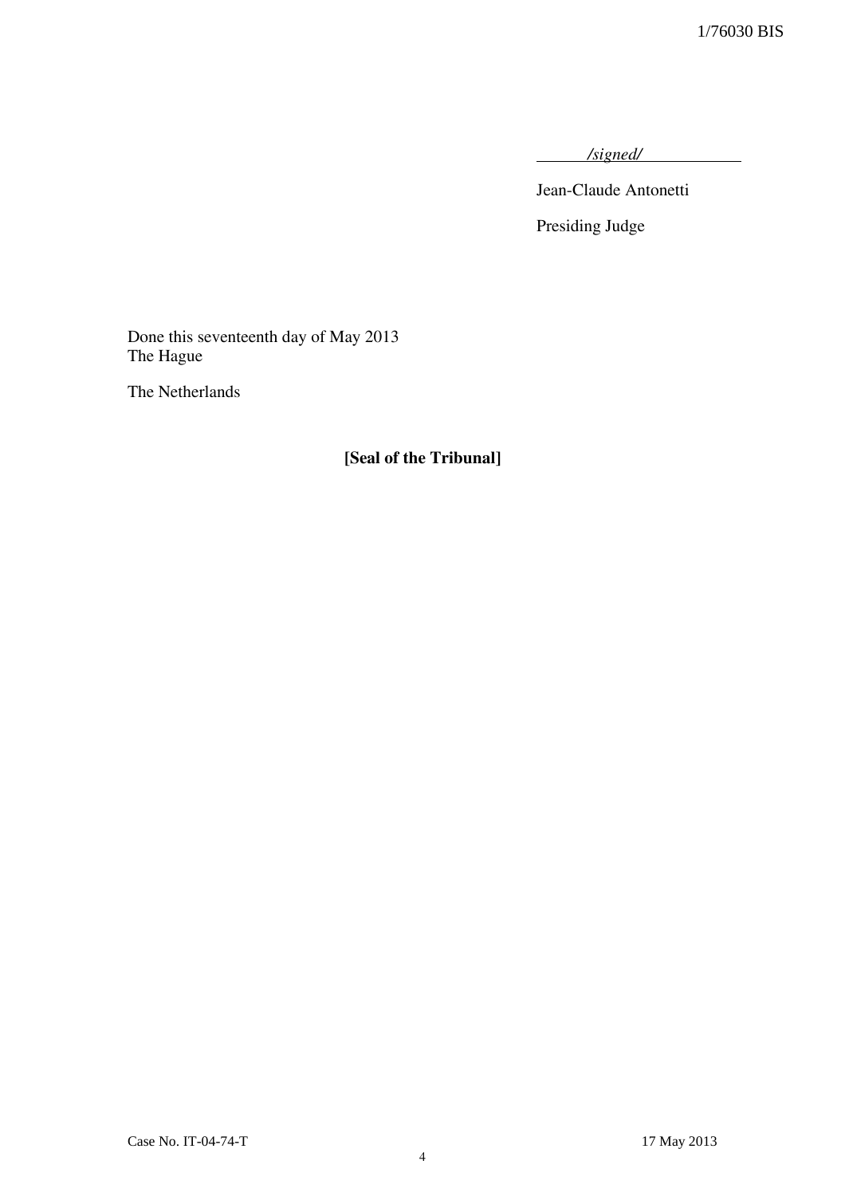*/signed/*

Jean-Claude Antonetti

Presiding Judge

Done this seventeenth day of May 2013
The Hague

The Netherlands

**[Seal of the Tribunal]**